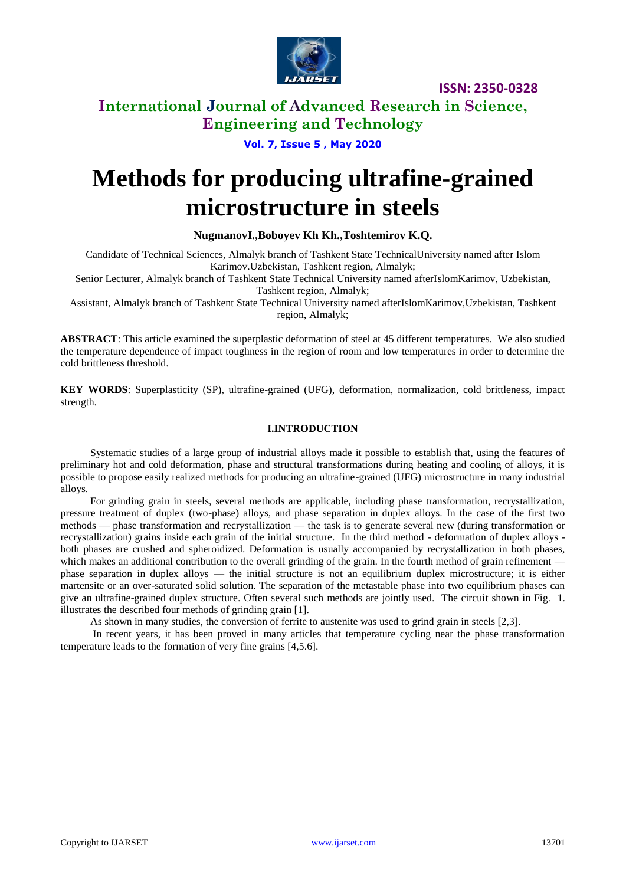# Methods for producing ultrafine-grained microstructure in steels

**NugmanovI.,Boboyev Kh Kh.,Toshtemirov K.Q.**

Candidate of Technical Sciences, Almalyk branch of Tashkent State TechnicalUniversity named after Islom Karimov.Uzbekistan, Tashkent region, Almalyk;

Senior Lecturer, Almalyk branch of Tashkent State Technical University named afterIslomKarimov, Uzbekistan, Tashkent region, Almalyk;

Assistant, Almalyk branch of Tashkent State Technical University named afterIslomKarimov,Uzbekistan, Tashkent region, Almalyk;

**ABSTRACT**: This article examined the superplastic deformation of steel at 45 different temperatures. We also studied the temperature dependence of impact toughness in the region of room and low temperatures in order to determine the cold brittleness threshold.

**KEY WORDS**: Superplasticity (SP), ultrafine-grained (UFG), deformation, normalization, cold brittleness, impact strength.

## I.INTRODUCTION

Systematic studies of a large group of industrial alloys made it possible to establish that, using the features of preliminary hot and cold deformation, phase and structural transformations during heating and cooling of alloys, it is possible to propose easily realized methods for producing an ultrafine-grained (UFG) microstructure in many industrial alloys.

For grinding grain in steels, several methods are applicable, including phase transformation, recrystallization, pressure treatment of duplex (two-phase) alloys, and phase separation in duplex alloys. In the case of the first two methods — phase transformation and recrystallization — the task is to generate several new (during transformation or recrystallization) grains inside each grain of the initial structure. In the third method - deformation of duplex alloys - both phases are crushed and spheroidized. Deformation is usually accompanied by recrystallization in both phases, which makes an additional contribution to the overall grinding of the grain. In the fourth method of grain refinement — phase separation in duplex alloys — the initial structure is not an equilibrium duplex microstructure; it is either martensite or an over-saturated solid solution. The separation of the metastable phase into two equilibrium phases can give an ultrafine-grained duplex structure. Often several such methods are jointly used. The circuit shown in Fig. 1. illustrates the described four methods of grinding grain [1].

As shown in many studies, the conversion of ferrite to austenite was used to grind grain in steels [2,3].

In recent years, it has been proved in many articles that temperature cycling near the phase transformation temperature leads to the formation of very fine grains [4,5.6].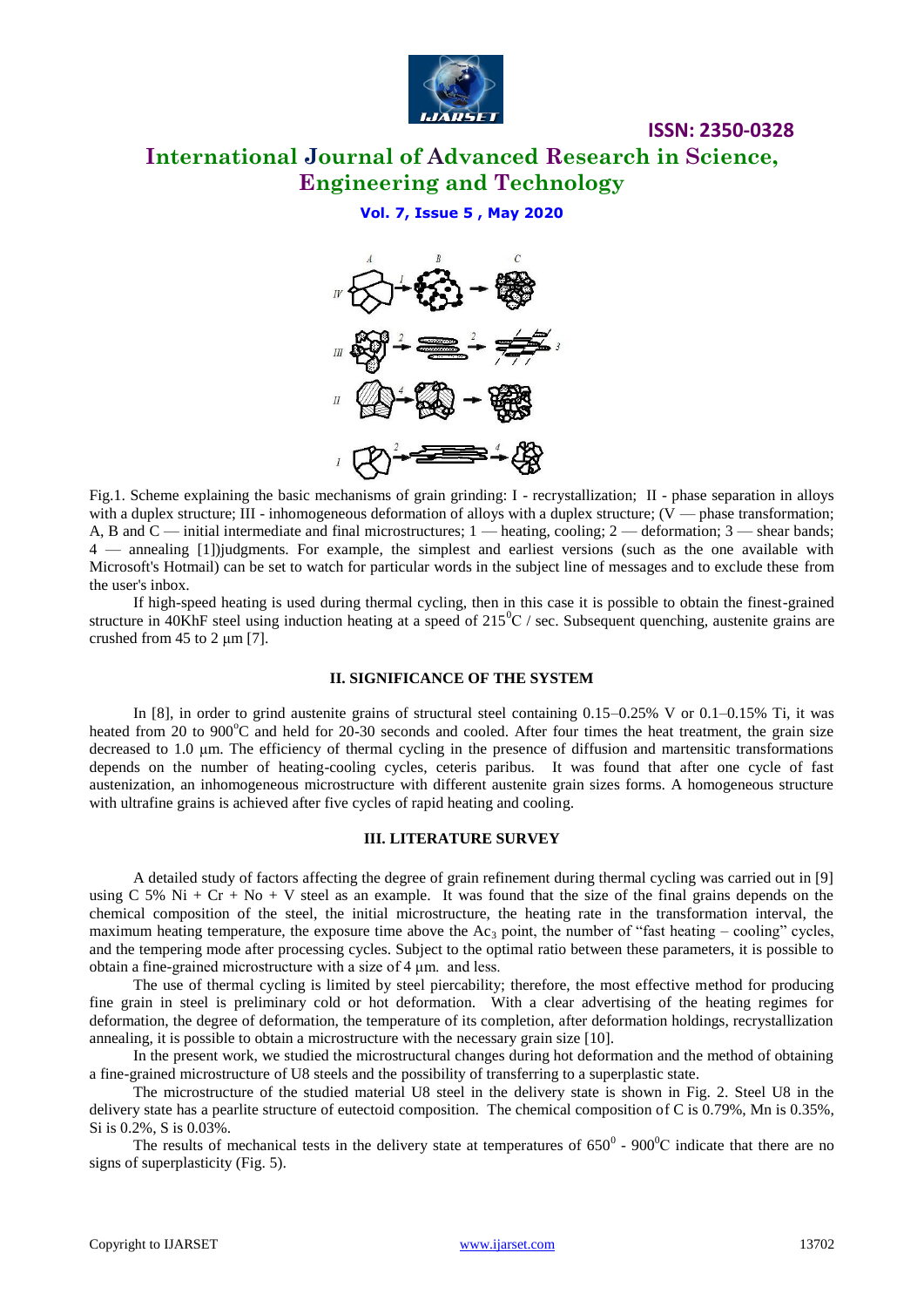Fig.1. Scheme explaining the basic mechanisms of grain grinding: I - recrystallization; II - phase separation in alloys with a duplex structure; III - inhomogeneous deformation of alloys with a duplex structure; (V — phase transformation; A, B and C — initial intermediate and final microstructures; 1 — heating, cooling; 2 — deformation; 3 — shear bands; 4 — annealing [1])judgments. For example, the simplest and earliest versions (such as the one available with Microsoft's Hotmail) can be set to watch for particular words in the subject line of messages and to exclude these from the user's inbox.

If high-speed heating is used during thermal cycling, then in this case it is possible to obtain the finest-grained structure in 40KhF steel using induction heating at a speed of $215^0$C / sec. Subsequent quenching, austenite grains are crushed from 45 to 2 μm [7].

## II. SIGNIFICANCE OF THE SYSTEM

In [8], in order to grind austenite grains of structural steel containing 0.15–0.25% V or 0.1–0.15% Ti, it was heated from 20 to $900^o$C and held for 20-30 seconds and cooled. After four times the heat treatment, the grain size decreased to 1.0 μm. The efficiency of thermal cycling in the presence of diffusion and martensitic transformations depends on the number of heating-cooling cycles, ceteris paribus. It was found that after one cycle of fast austenization, an inhomogeneous microstructure with different austenite grain sizes forms. A homogeneous structure with ultrafine grains is achieved after five cycles of rapid heating and cooling.

## III. LITERATURE SURVEY

A detailed study of factors affecting the degree of grain refinement during thermal cycling was carried out in [9] using C 5% Ni + Cr + No + V steel as an example. It was found that the size of the final grains depends on the chemical composition of the steel, the initial microstructure, the heating rate in the transformation interval, the maximum heating temperature, the exposure time above the $Ac_3$ point, the number of "fast heating – cooling" cycles, and the tempering mode after processing cycles. Subject to the optimal ratio between these parameters, it is possible to obtain a fine-grained microstructure with a size of 4 μm. and less.

The use of thermal cycling is limited by steel piercability; therefore, the most effective method for producing fine grain in steel is preliminary cold or hot deformation. With a clear advertising of the heating regimes for deformation, the degree of deformation, the temperature of its completion, after deformation holdings, recrystallization annealing, it is possible to obtain a microstructure with the necessary grain size [10].

In the present work, we studied the microstructural changes during hot deformation and the method of obtaining a fine-grained microstructure of U8 steels and the possibility of transferring to a superplastic state.

The microstructure of the studied material U8 steel in the delivery state is shown in Fig. 2. Steel U8 in the delivery state has a pearlite structure of eutectoid composition. The chemical composition of C is 0.79%, Mn is 0.35%, Si is 0.2%, S is 0.03%.

The results of mechanical tests in the delivery state at temperatures of $650^0$ - $900^0$C indicate that there are no signs of superplasticity (Fig. 5).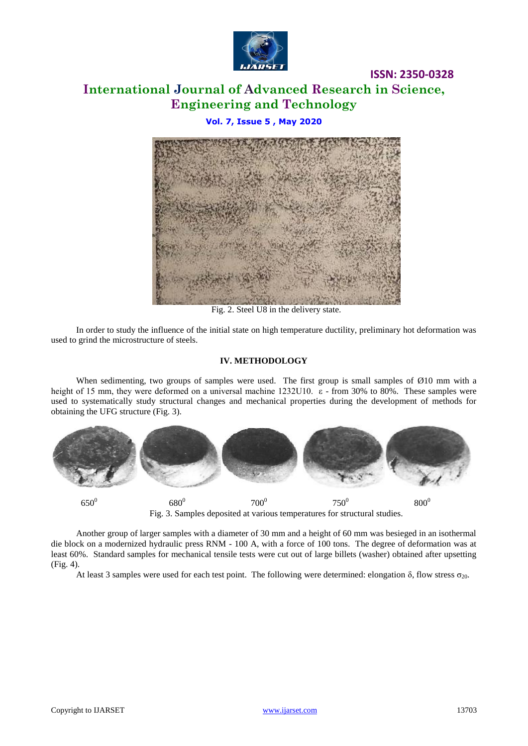Fig. 2. Steel U8 in the delivery state.

In order to study the influence of the initial state on high temperature ductility, preliminary hot deformation was used to grind the microstructure of steels.

## IV. METHODOLOGY

When sedimenting, two groups of samples were used. The first group is small samples of Ø10 mm with a height of 15 mm, they were deformed on a universal machine 1232U10. ε - from 30% to 80%. These samples were used to systematically study structural changes and mechanical properties during the development of methods for obtaining the UFG structure (Fig. 3).

$650^0$ $680^0$ $700^0$ $750^0$ $800^0$

Fig. 3. Samples deposited at various temperatures for structural studies.

Another group of larger samples with a diameter of 30 mm and a height of 60 mm was besieged in an isothermal die block on a modernized hydraulic press RNM - 100 A, with a force of 100 tons. The degree of deformation was at least 60%. Standard samples for mechanical tensile tests were cut out of large billets (washer) obtained after upsetting (Fig. 4).

At least 3 samples were used for each test point. The following were determined: elongation δ, flow stress $\sigma_{20}$.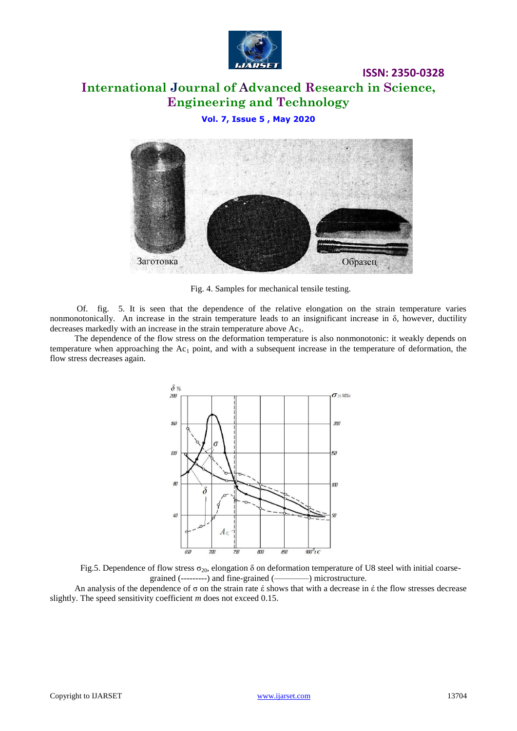Fig. 4. Samples for mechanical tensile testing.

Of. fig. 5. It is seen that the dependence of the relative elongation on the strain temperature varies nonmonotonically. An increase in the strain temperature leads to an insignificant increase in δ, however, ductility decreases markedly with an increase in the strain temperature above $Ac_1$.

The dependence of the flow stress on the deformation temperature is also nonmonotonic: it weakly depends on temperature when approaching the $Ac_1$ point, and with a subsequent increase in the temperature of deformation, the flow stress decreases again.

Fig.5. Dependence of flow stress $\sigma_{20}$, elongation δ on deformation temperature of U8 steel with initial coarse-grained (---------) and fine-grained (————) microstructure.

An analysis of the dependence of σ on the strain rate $\acute{\varepsilon}$ shows that with a decrease in $\acute{\varepsilon}$ the flow stresses decrease slightly. The speed sensitivity coefficient *m* does not exceed 0.15.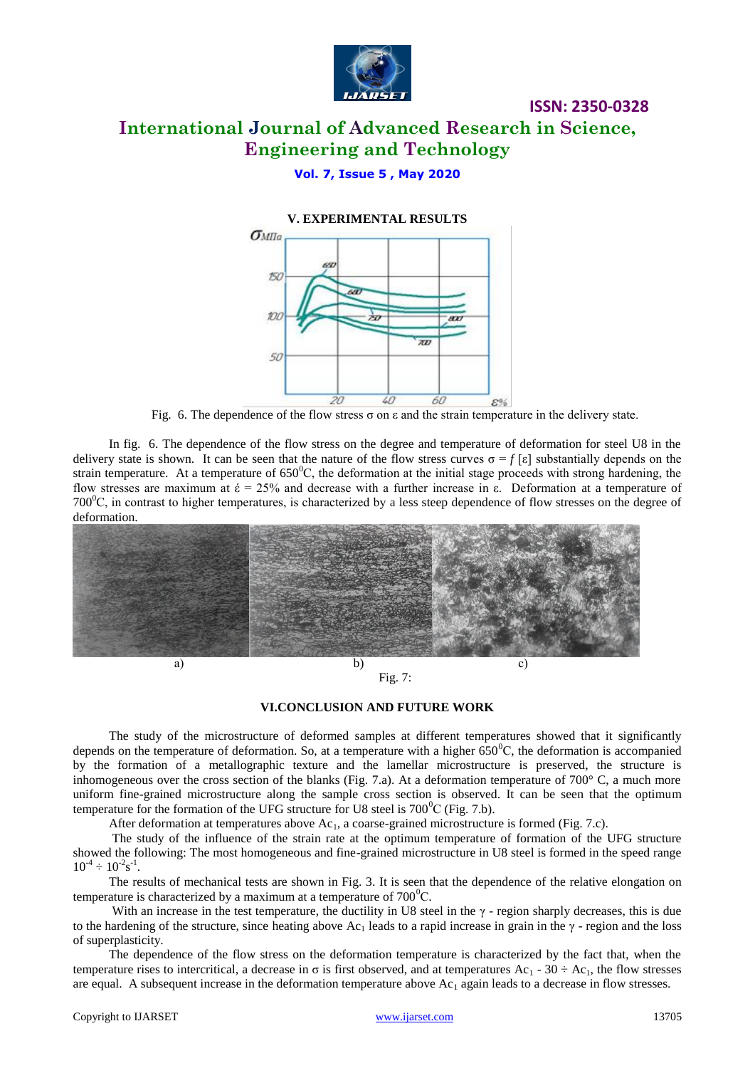## V. EXPERIMENTAL RESULTS

Fig. 6. The dependence of the flow stress σ on ε and the strain temperature in the delivery state.

In fig. 6. The dependence of the flow stress on the degree and temperature of deformation for steel U8 in the delivery state is shown. It can be seen that the nature of the flow stress curves σ = *f* [ε] substantially depends on the strain temperature. At a temperature of $650^0$C, the deformation at the initial stage proceeds with strong hardening, the flow stresses are maximum at έ = 25% and decrease with a further increase in ε. Deformation at a temperature of $700^0$C, in contrast to higher temperatures, is characterized by a less steep dependence of flow stresses on the degree of deformation.

a) b) c)

Fig. 7:

## VI.CONCLUSION AND FUTURE WORK

The study of the microstructure of deformed samples at different temperatures showed that it significantly depends on the temperature of deformation. So, at a temperature with a higher $650^0$C, the deformation is accompanied by the formation of a metallographic texture and the lamellar microstructure is preserved, the structure is inhomogeneous over the cross section of the blanks (Fig. 7.a). At a deformation temperature of 700° C, a much more uniform fine-grained microstructure along the sample cross section is observed. It can be seen that the optimum temperature for the formation of the UFG structure for U8 steel is $700^0$C (Fig. 7.b).

After deformation at temperatures above $Ac_1$, a coarse-grained microstructure is formed (Fig. 7.c).

The study of the influence of the strain rate at the optimum temperature of formation of the UFG structure showed the following: The most homogeneous and fine-grained microstructure in U8 steel is formed in the speed range $10^{-4} \div 10^{-2} s^{-1}$.

The results of mechanical tests are shown in Fig. 3. It is seen that the dependence of the relative elongation on temperature is characterized by a maximum at a temperature of $700^0$C.

With an increase in the test temperature, the ductility in U8 steel in the γ - region sharply decreases, this is due to the hardening of the structure, since heating above $Ac_1$ leads to a rapid increase in grain in the γ - region and the loss of superplasticity.

The dependence of the flow stress on the deformation temperature is characterized by the fact that, when the temperature rises to intercritical, a decrease in σ is first observed, and at temperatures $Ac_1$ - 30 ÷ $Ac_1$, the flow stresses are equal. A subsequent increase in the deformation temperature above $Ac_1$ again leads to a decrease in flow stresses.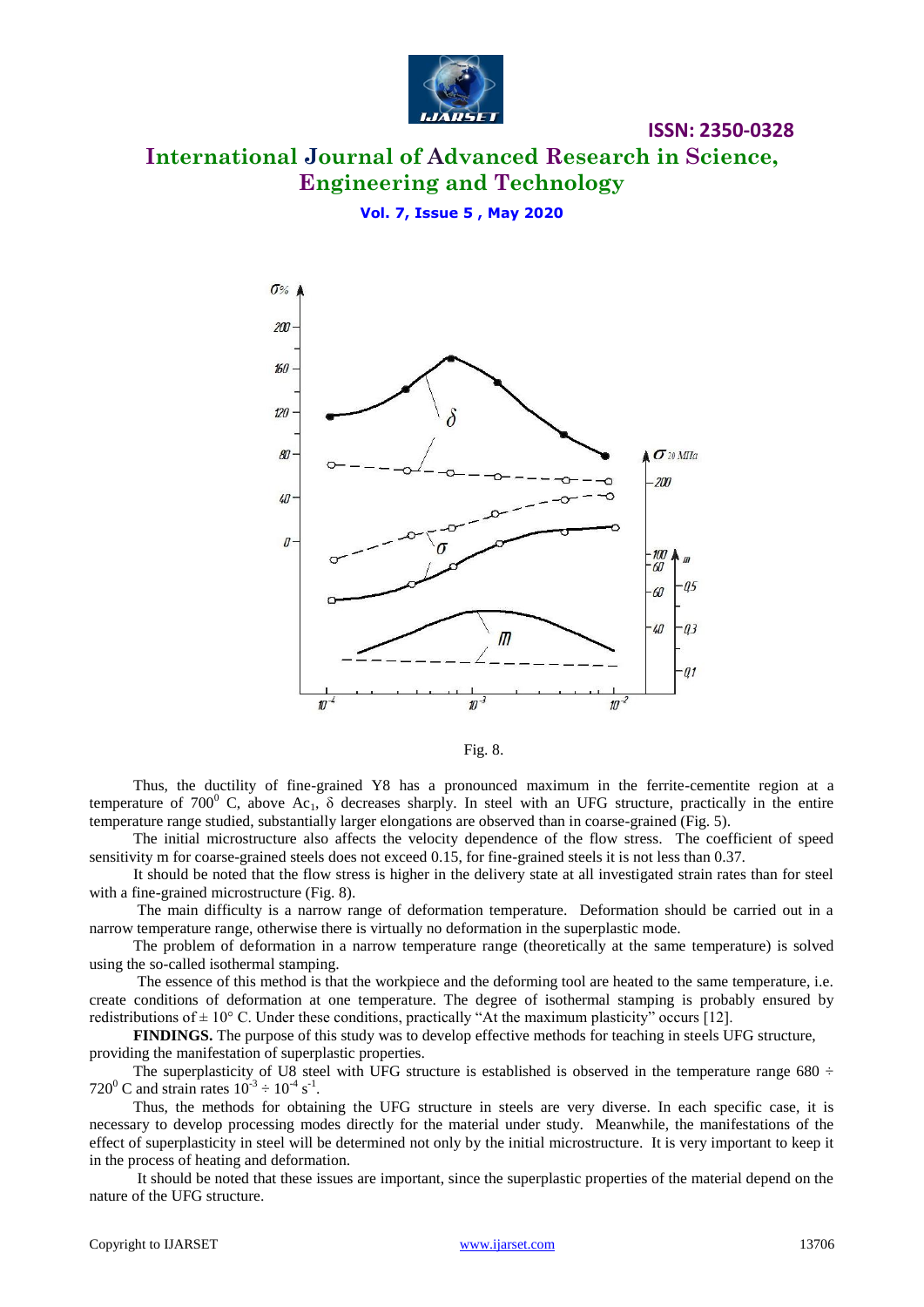Fig. 8.

Thus, the ductility of fine-grained Y8 has a pronounced maximum in the ferrite-cementite region at a temperature of $700^0$ C, above $Ac_1$, δ decreases sharply. In steel with an UFG structure, practically in the entire temperature range studied, substantially larger elongations are observed than in coarse-grained (Fig. 5).

The initial microstructure also affects the velocity dependence of the flow stress. The coefficient of speed sensitivity m for coarse-grained steels does not exceed 0.15, for fine-grained steels it is not less than 0.37.

It should be noted that the flow stress is higher in the delivery state at all investigated strain rates than for steel with a fine-grained microstructure (Fig. 8).

The main difficulty is a narrow range of deformation temperature. Deformation should be carried out in a narrow temperature range, otherwise there is virtually no deformation in the superplastic mode.

The problem of deformation in a narrow temperature range (theoretically at the same temperature) is solved using the so-called isothermal stamping.

The essence of this method is that the workpiece and the deforming tool are heated to the same temperature, i.e. create conditions of deformation at one temperature. The degree of isothermal stamping is probably ensured by redistributions of ± 10° C. Under these conditions, practically "At the maximum plasticity" occurs [12].

**FINDINGS.** The purpose of this study was to develop effective methods for teaching in steels UFG structure, providing the manifestation of superplastic properties.

The superplasticity of U8 steel with UFG structure is established is observed in the temperature range 680 ÷ $720^0$ C and strain rates $10^{-3} \div 10^{-4}$ $s^{-1}$.

Thus, the methods for obtaining the UFG structure in steels are very diverse. In each specific case, it is necessary to develop processing modes directly for the material under study. Meanwhile, the manifestations of the effect of superplasticity in steel will be determined not only by the initial microstructure. It is very important to keep it in the process of heating and deformation.

It should be noted that these issues are important, since the superplastic properties of the material depend on the nature of the UFG structure.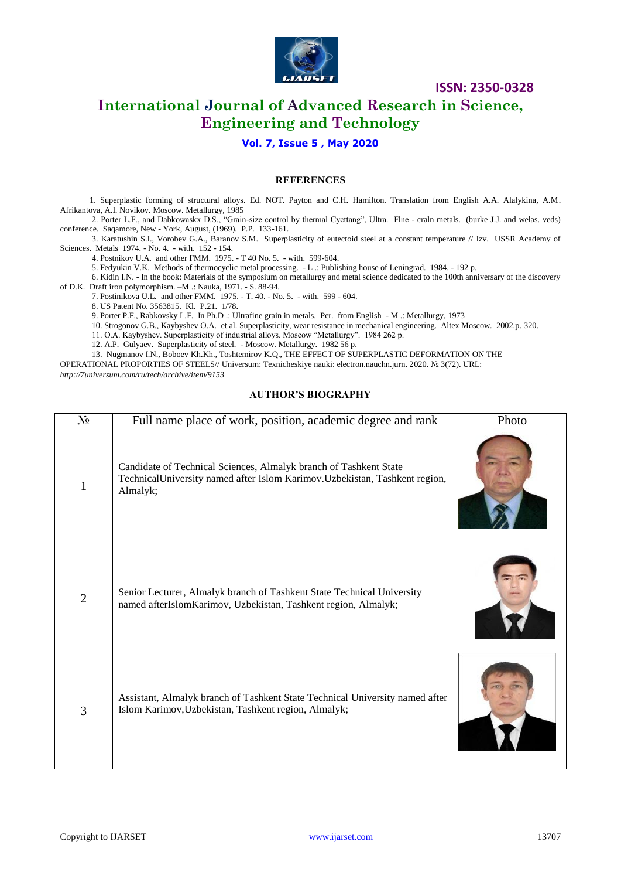## REFERENCES

1. Superplastic forming of structural alloys. Ed. NOT. Payton and C.H. Hamilton. Translation from English A.A. Alalykina, A.M. Afrikantova, A.I. Novikov. Moscow. Metallurgy, 1985
2. Porter L.F., and Dabkowaskx D.S., "Grain-size control by thermal Cycttang", Ultra. Flne - craln metals. (burke J.J. and welas. veds) conference. Saqamore, New - York, August, (1969). P.P. 133-161.
3. Karatushin S.I., Vorobev G.A., Baranov S.M. Superplasticity of eutectoid steel at a constant temperature // Izv. USSR Academy of Sciences. Metals 1974. - No. 4. - with. 152 - 154.
4. Postnikov U.A. and other FMM. 1975. - T 40 No. 5. - with. 599-604.
5. Fedyukin V.K. Methods of thermocyclic metal processing. - L .: Publishing house of Leningrad. 1984. - 192 p.
6. Kidin I.N. - In the book: Materials of the symposium on metallurgy and metal science dedicated to the 100th anniversary of the discovery of D.K. Draft iron polymorphism. –M .: Nauka, 1971. - S. 88-94.
7. Postinikova U.L. and other FMM. 1975. - T. 40. - No. 5. - with. 599 - 604.
8. US Patent No. 3563815. Kl. P.21. 1/78.
9. Porter P.F., Rabkovsky L.F. In Ph.D .: Ultrafine grain in metals. Per. from English - M .: Metallurgy, 1973
10. Strogonov G.B., Kaybyshev O.A. et al. Superplasticity, wear resistance in mechanical engineering. Altex Moscow. 2002.p. 320.
11. O.A. Kaybyshev. Superplasticity of industrial alloys. Moscow "Metallurgy". 1984 262 p.
12. A.P. Gulyaev. Superplasticity of steel. - Moscow. Metallurgy. 1982 56 p.
13. Nugmanov I.N., Boboev Kh.Kh., Toshtemirov K.Q., THE EFFECT OF SUPERPLASTIC DEFORMATION ON THE OPERATIONAL PROPERTIES OF STEELS// Universum: Texnicheskiye nauki: electron.nauchn.jurn. 2020. № 3(72). URL: *http://7universum.com/ru/tech/archive/item/9153*

## AUTHOR'S BIOGRAPHY

| № | Full name place of work, position, academic degree and rank | Photo |
|---|---|---|
| 1 | Candidate of Technical Sciences, Almalyk branch of Tashkent State TechnicalUniversity named after Islom Karimov.Uzbekistan, Tashkent region, Almalyk; | |
| 2 | Senior Lecturer, Almalyk branch of Tashkent State Technical University named afterIslomKarimov, Uzbekistan, Tashkent region, Almalyk; | |
| 3 | Assistant, Almalyk branch of Tashkent State Technical University named after Islom Karimov,Uzbekistan, Tashkent region, Almalyk; | |